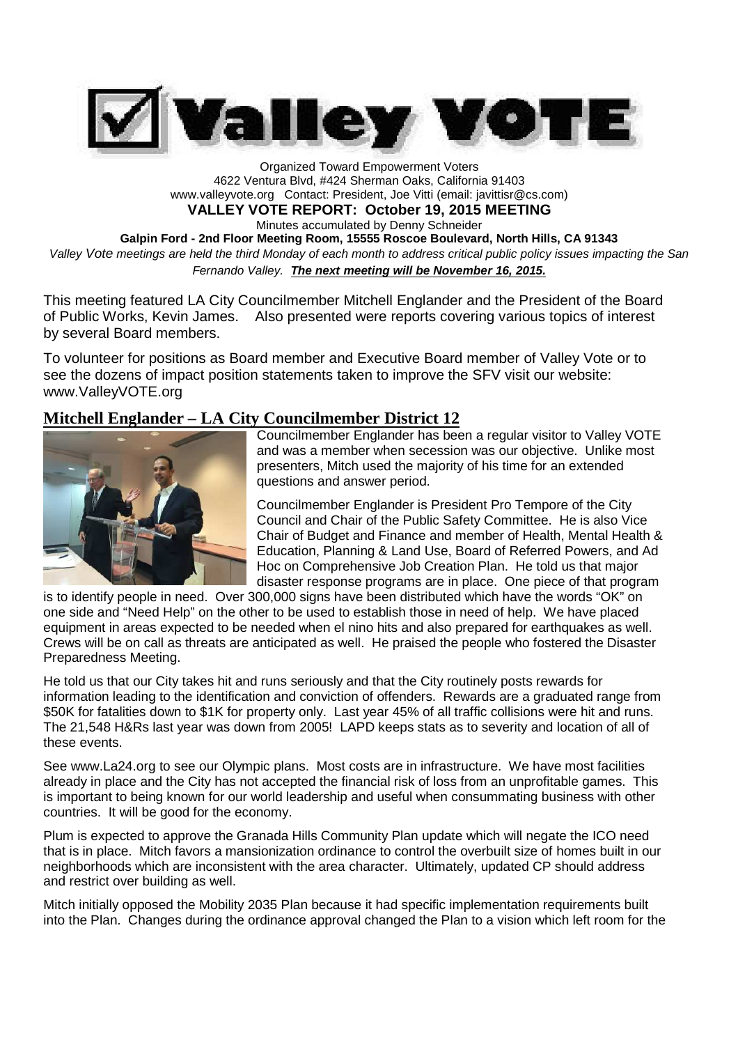# Valley VOTE

Organized Toward Empowerment Voters
4622 Ventura Blvd, #424 Sherman Oaks, California 91403
www.valleyvote.org Contact: President, Joe Vitti (email: javittisr@cs.com)

**VALLEY VOTE REPORT: October 19, 2015 MEETING**

Minutes accumulated by Denny Schneider

**Galpin Ford - 2nd Floor Meeting Room, 15555 Roscoe Boulevard, North Hills, CA 91343**

*Valley Vote meetings are held the third Monday of each month to address critical public policy issues impacting the San Fernando Valley.* ***The next meeting will be November 16, 2015.***

This meeting featured LA City Councilmember Mitchell Englander and the President of the Board of Public Works, Kevin James. Also presented were reports covering various topics of interest by several Board members.

To volunteer for positions as Board member and Executive Board member of Valley Vote or to see the dozens of impact position statements taken to improve the SFV visit our website: www.ValleyVOTE.org

## Mitchell Englander – LA City Councilmember District 12

Councilmember Englander has been a regular visitor to Valley VOTE and was a member when secession was our objective. Unlike most presenters, Mitch used the majority of his time for an extended questions and answer period.

Councilmember Englander is President Pro Tempore of the City Council and Chair of the Public Safety Committee. He is also Vice Chair of Budget and Finance and member of Health, Mental Health & Education, Planning & Land Use, Board of Referred Powers, and Ad Hoc on Comprehensive Job Creation Plan. He told us that major disaster response programs are in place. One piece of that program is to identify people in need. Over 300,000 signs have been distributed which have the words "OK" on one side and "Need Help" on the other to be used to establish those in need of help. We have placed equipment in areas expected to be needed when el nino hits and also prepared for earthquakes as well. Crews will be on call as threats are anticipated as well. He praised the people who fostered the Disaster Preparedness Meeting.

He told us that our City takes hit and runs seriously and that the City routinely posts rewards for information leading to the identification and conviction of offenders. Rewards are a graduated range from $50K for fatalities down to $1K for property only. Last year 45% of all traffic collisions were hit and runs. The 21,548 H&Rs last year was down from 2005! LAPD keeps stats as to severity and location of all of these events.

See www.La24.org to see our Olympic plans. Most costs are in infrastructure. We have most facilities already in place and the City has not accepted the financial risk of loss from an unprofitable games. This is important to being known for our world leadership and useful when consummating business with other countries. It will be good for the economy.

Plum is expected to approve the Granada Hills Community Plan update which will negate the ICO need that is in place. Mitch favors a mansionization ordinance to control the overbuilt size of homes built in our neighborhoods which are inconsistent with the area character. Ultimately, updated CP should address and restrict over building as well.

Mitch initially opposed the Mobility 2035 Plan because it had specific implementation requirements built into the Plan. Changes during the ordinance approval changed the Plan to a vision which left room for the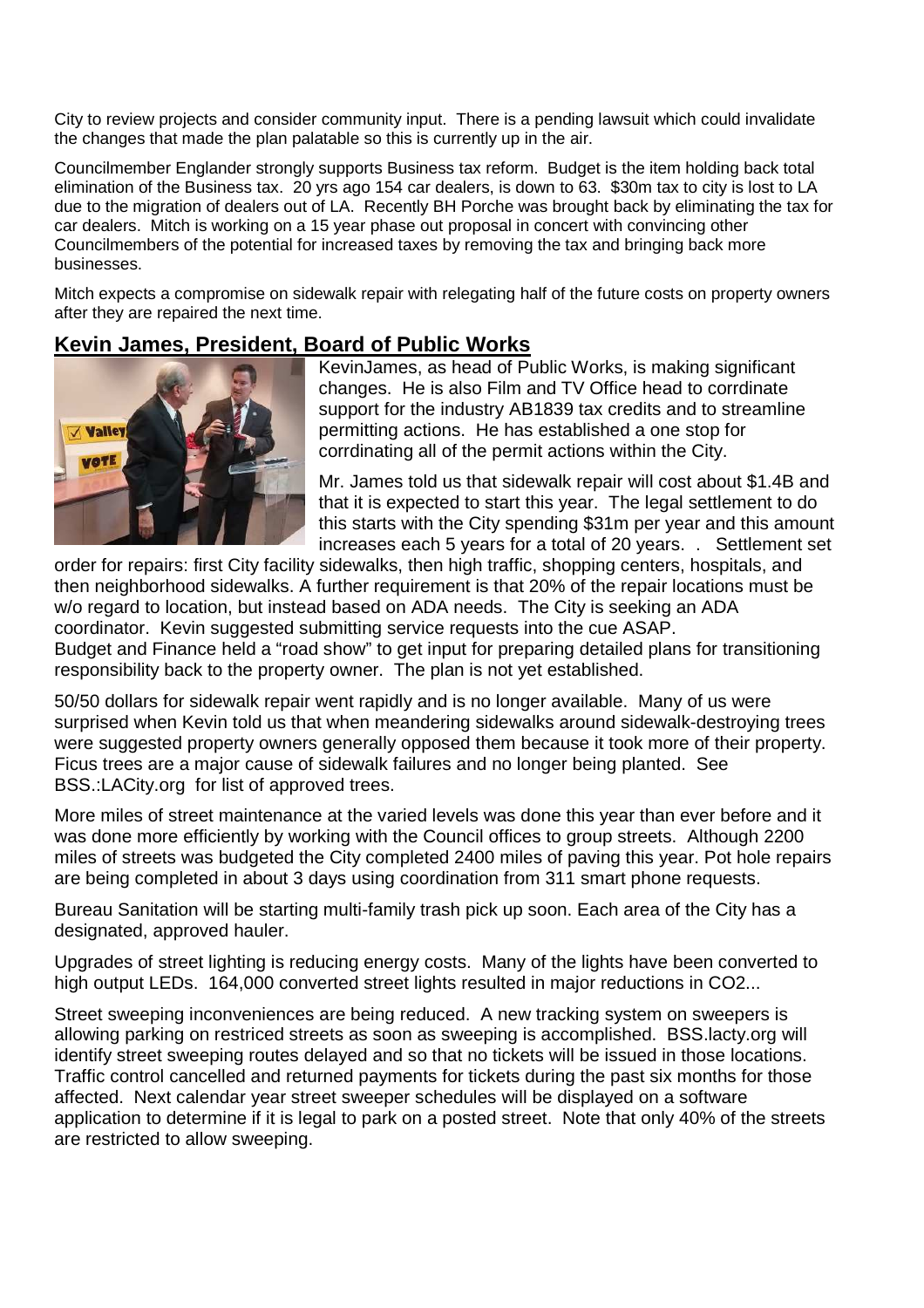City to review projects and consider community input. There is a pending lawsuit which could invalidate the changes that made the plan palatable so this is currently up in the air.

Councilmember Englander strongly supports Business tax reform. Budget is the item holding back total elimination of the Business tax. 20 yrs ago 154 car dealers, is down to 63. $30m tax to city is lost to LA due to the migration of dealers out of LA. Recently BH Porche was brought back by eliminating the tax for car dealers. Mitch is working on a 15 year phase out proposal in concert with convincing other Councilmembers of the potential for increased taxes by removing the tax and bringing back more businesses.

Mitch expects a compromise on sidewalk repair with relegating half of the future costs on property owners after they are repaired the next time.

## Kevin James, President, Board of Public Works

KevinJames, as head of Public Works, is making significant changes. He is also Film and TV Office head to corrdinate support for the industry AB1839 tax credits and to streamline permitting actions. He has established a one stop for corrdinating all of the permit actions within the City.

Mr. James told us that sidewalk repair will cost about $1.4B and that it is expected to start this year. The legal settlement to do this starts with the City spending $31m per year and this amount increases each 5 years for a total of 20 years. . Settlement set order for repairs: first City facility sidewalks, then high traffic, shopping centers, hospitals, and then neighborhood sidewalks. A further requirement is that 20% of the repair locations must be w/o regard to location, but instead based on ADA needs. The City is seeking an ADA coordinator. Kevin suggested submitting service requests into the cue ASAP.
Budget and Finance held a "road show" to get input for preparing detailed plans for transitioning responsibility back to the property owner. The plan is not yet established.

50/50 dollars for sidewalk repair went rapidly and is no longer available. Many of us were surprised when Kevin told us that when meandering sidewalks around sidewalk-destroying trees were suggested property owners generally opposed them because it took more of their property. Ficus trees are a major cause of sidewalk failures and no longer being planted. See BSS.:LACity.org for list of approved trees.

More miles of street maintenance at the varied levels was done this year than ever before and it was done more efficiently by working with the Council offices to group streets. Although 2200 miles of streets was budgeted the City completed 2400 miles of paving this year. Pot hole repairs are being completed in about 3 days using coordination from 311 smart phone requests.

Bureau Sanitation will be starting multi-family trash pick up soon. Each area of the City has a designated, approved hauler.

Upgrades of street lighting is reducing energy costs. Many of the lights have been converted to high output LEDs. 164,000 converted street lights resulted in major reductions in $CO_2$...

Street sweeping inconveniences are being reduced. A new tracking system on sweepers is allowing parking on restriced streets as soon as sweeping is accomplished. BSS.lacty.org will identify street sweeping routes delayed and so that no tickets will be issued in those locations. Traffic control cancelled and returned payments for tickets during the past six months for those affected. Next calendar year street sweeper schedules will be displayed on a software application to determine if it is legal to park on a posted street. Note that only 40% of the streets are restricted to allow sweeping.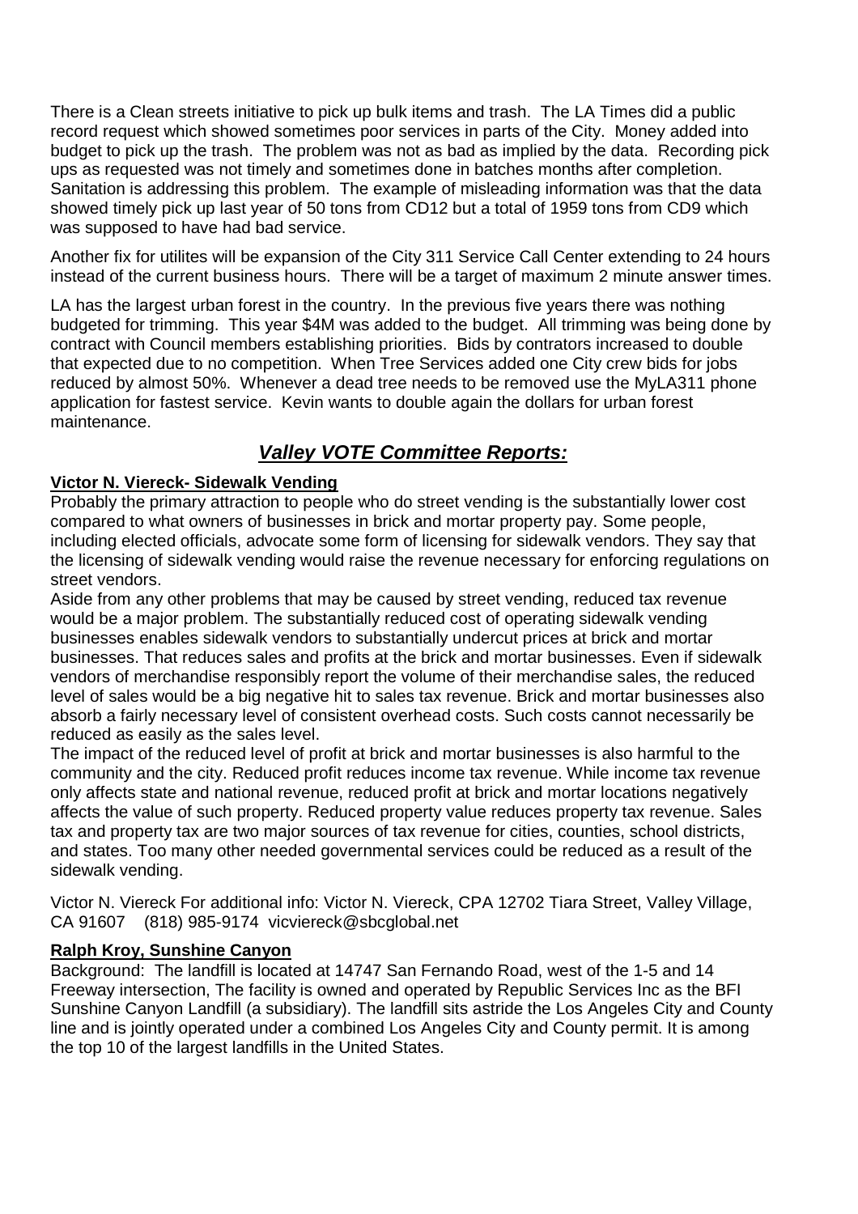There is a Clean streets initiative to pick up bulk items and trash. The LA Times did a public record request which showed sometimes poor services in parts of the City. Money added into budget to pick up the trash. The problem was not as bad as implied by the data. Recording pick ups as requested was not timely and sometimes done in batches months after completion. Sanitation is addressing this problem. The example of misleading information was that the data showed timely pick up last year of 50 tons from CD12 but a total of 1959 tons from CD9 which was supposed to have had bad service.

Another fix for utilites will be expansion of the City 311 Service Call Center extending to 24 hours instead of the current business hours. There will be a target of maximum 2 minute answer times.

LA has the largest urban forest in the country. In the previous five years there was nothing budgeted for trimming. This year $4M was added to the budget. All trimming was being done by contract with Council members establishing priorities. Bids by contrators increased to double that expected due to no competition. When Tree Services added one City crew bids for jobs reduced by almost 50%. Whenever a dead tree needs to be removed use the MyLA311 phone application for fastest service. Kevin wants to double again the dollars for urban forest maintenance.

## ***Valley VOTE Committee Reports:***

**Victor N. Viereck- Sidewalk Vending**

Probably the primary attraction to people who do street vending is the substantially lower cost compared to what owners of businesses in brick and mortar property pay. Some people, including elected officials, advocate some form of licensing for sidewalk vendors. They say that the licensing of sidewalk vending would raise the revenue necessary for enforcing regulations on street vendors.

Aside from any other problems that may be caused by street vending, reduced tax revenue would be a major problem. The substantially reduced cost of operating sidewalk vending businesses enables sidewalk vendors to substantially undercut prices at brick and mortar businesses. That reduces sales and profits at the brick and mortar businesses. Even if sidewalk vendors of merchandise responsibly report the volume of their merchandise sales, the reduced level of sales would be a big negative hit to sales tax revenue. Brick and mortar businesses also absorb a fairly necessary level of consistent overhead costs. Such costs cannot necessarily be reduced as easily as the sales level.

The impact of the reduced level of profit at brick and mortar businesses is also harmful to the community and the city. Reduced profit reduces income tax revenue. While income tax revenue only affects state and national revenue, reduced profit at brick and mortar locations negatively affects the value of such property. Reduced property value reduces property tax revenue. Sales tax and property tax are two major sources of tax revenue for cities, counties, school districts, and states. Too many other needed governmental services could be reduced as a result of the sidewalk vending.

Victor N. Viereck For additional info: Victor N. Viereck, CPA 12702 Tiara Street, Valley Village, CA 91607 (818) 985-9174 vicviereck@sbcglobal.net

**Ralph Kroy, Sunshine Canyon**

Background: The landfill is located at 14747 San Fernando Road, west of the 1-5 and 14 Freeway intersection, The facility is owned and operated by Republic Services Inc as the BFI Sunshine Canyon Landfill (a subsidiary). The landfill sits astride the Los Angeles City and County line and is jointly operated under a combined Los Angeles City and County permit. It is among the top 10 of the largest landfills in the United States.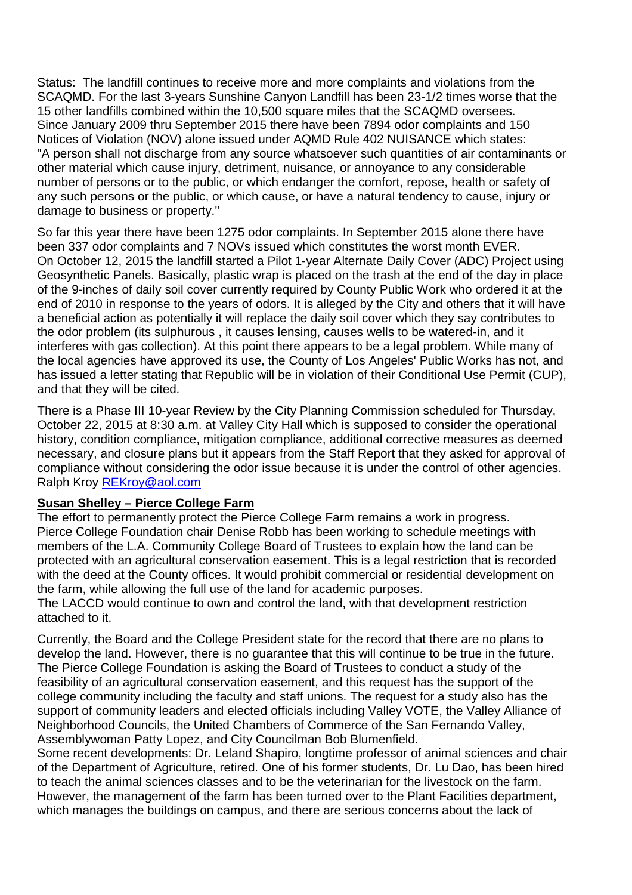Status: The landfill continues to receive more and more complaints and violations from the SCAQMD. For the last 3-years Sunshine Canyon Landfill has been 23-1/2 times worse that the 15 other landfills combined within the 10,500 square miles that the SCAQMD oversees.
Since January 2009 thru September 2015 there have been 7894 odor complaints and 150 Notices of Violation (NOV) alone issued under AQMD Rule 402 NUISANCE which states: "A person shall not discharge from any source whatsoever such quantities of air contaminants or other material which cause injury, detriment, nuisance, or annoyance to any considerable number of persons or to the public, or which endanger the comfort, repose, health or safety of any such persons or the public, or which cause, or have a natural tendency to cause, injury or damage to business or property."

So far this year there have been 1275 odor complaints. In September 2015 alone there have been 337 odor complaints and 7 NOVs issued which constitutes the worst month EVER.
On October 12, 2015 the landfill started a Pilot 1-year Alternate Daily Cover (ADC) Project using Geosynthetic Panels. Basically, plastic wrap is placed on the trash at the end of the day in place of the 9-inches of daily soil cover currently required by County Public Work who ordered it at the end of 2010 in response to the years of odors. It is alleged by the City and others that it will have a beneficial action as potentially it will replace the daily soil cover which they say contributes to the odor problem (its sulphurous , it causes lensing, causes wells to be watered-in, and it interferes with gas collection). At this point there appears to be a legal problem. While many of the local agencies have approved its use, the County of Los Angeles' Public Works has not, and has issued a letter stating that Republic will be in violation of their Conditional Use Permit (CUP), and that they will be cited.

There is a Phase III 10-year Review by the City Planning Commission scheduled for Thursday, October 22, 2015 at 8:30 a.m. at Valley City Hall which is supposed to consider the operational history, condition compliance, mitigation compliance, additional corrective measures as deemed necessary, and closure plans but it appears from the Staff Report that they asked for approval of compliance without considering the odor issue because it is under the control of other agencies.
Ralph Kroy REKroy@aol.com

**Susan Shelley – Pierce College Farm**

The effort to permanently protect the Pierce College Farm remains a work in progress.
Pierce College Foundation chair Denise Robb has been working to schedule meetings with members of the L.A. Community College Board of Trustees to explain how the land can be protected with an agricultural conservation easement. This is a legal restriction that is recorded with the deed at the County offices. It would prohibit commercial or residential development on the farm, while allowing the full use of the land for academic purposes.
The LACCD would continue to own and control the land, with that development restriction attached to it.

Currently, the Board and the College President state for the record that there are no plans to develop the land. However, there is no guarantee that this will continue to be true in the future. The Pierce College Foundation is asking the Board of Trustees to conduct a study of the feasibility of an agricultural conservation easement, and this request has the support of the college community including the faculty and staff unions. The request for a study also has the support of community leaders and elected officials including Valley VOTE, the Valley Alliance of Neighborhood Councils, the United Chambers of Commerce of the San Fernando Valley, Assemblywoman Patty Lopez, and City Councilman Bob Blumenfield.
Some recent developments: Dr. Leland Shapiro, longtime professor of animal sciences and chair of the Department of Agriculture, retired. One of his former students, Dr. Lu Dao, has been hired to teach the animal sciences classes and to be the veterinarian for the livestock on the farm. However, the management of the farm has been turned over to the Plant Facilities department, which manages the buildings on campus, and there are serious concerns about the lack of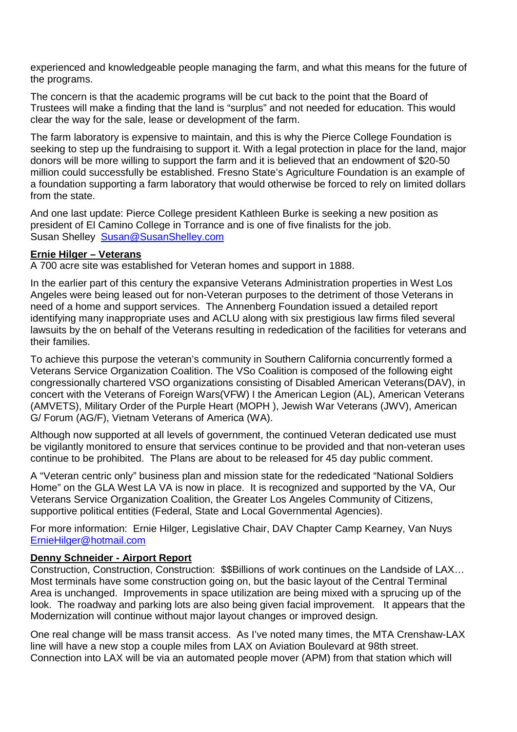experienced and knowledgeable people managing the farm, and what this means for the future of the programs.

The concern is that the academic programs will be cut back to the point that the Board of Trustees will make a finding that the land is "surplus" and not needed for education. This would clear the way for the sale, lease or development of the farm.

The farm laboratory is expensive to maintain, and this is why the Pierce College Foundation is seeking to step up the fundraising to support it. With a legal protection in place for the land, major donors will be more willing to support the farm and it is believed that an endowment of $20-50 million could successfully be established. Fresno State's Agriculture Foundation is an example of a foundation supporting a farm laboratory that would otherwise be forced to rely on limited dollars from the state.

And one last update: Pierce College president Kathleen Burke is seeking a new position as president of El Camino College in Torrance and is one of five finalists for the job.
Susan Shelley [Susan@SusanShelley.com](mailto:Susan@SusanShelley.com)

**Ernie Hilger – Veterans**

A 700 acre site was established for Veteran homes and support in 1888.

In the earlier part of this century the expansive Veterans Administration properties in West Los Angeles were being leased out for non-Veteran purposes to the detriment of those Veterans in need of a home and support services. The Annenberg Foundation issued a detailed report identifying many inappropriate uses and ACLU along with six prestigious law firms filed several lawsuits by the on behalf of the Veterans resulting in rededication of the facilities for veterans and their families.

To achieve this purpose the veteran's community in Southern California concurrently formed a Veterans Service Organization Coalition. The VSo Coalition is composed of the following eight congressionally chartered VSO organizations consisting of Disabled American Veterans(DAV), in concert with the Veterans of Foreign Wars(VFW) I the American Legion (AL), American Veterans (AMVETS), Military Order of the Purple Heart (MOPH ), Jewish War Veterans (JWV), American G/ Forum (AG/F), Vietnam Veterans of America (WA).

Although now supported at all levels of government, the continued Veteran dedicated use must be vigilantly monitored to ensure that services continue to be provided and that non-veteran uses continue to be prohibited. The Plans are about to be released for 45 day public comment.

A "Veteran centric only" business plan and mission state for the rededicated "National Soldiers Home" on the GLA West LA VA is now in place. It is recognized and supported by the VA, Our Veterans Service Organization Coalition, the Greater Los Angeles Community of Citizens, supportive political entities (Federal, State and Local Governmental Agencies).

For more information: Ernie Hilger, Legislative Chair, DAV Chapter Camp Kearney, Van Nuys [ErnieHilger@hotmail.com](mailto:ErnieHilger@hotmail.com)

**Denny Schneider - Airport Report**

Construction, Construction, Construction: $$Billions of work continues on the Landside of LAX… Most terminals have some construction going on, but the basic layout of the Central Terminal Area is unchanged. Improvements in space utilization are being mixed with a sprucing up of the look. The roadway and parking lots are also being given facial improvement. It appears that the Modernization will continue without major layout changes or improved design.

One real change will be mass transit access. As I've noted many times, the MTA Crenshaw-LAX line will have a new stop a couple miles from LAX on Aviation Boulevard at 98th street. Connection into LAX will be via an automated people mover (APM) from that station which will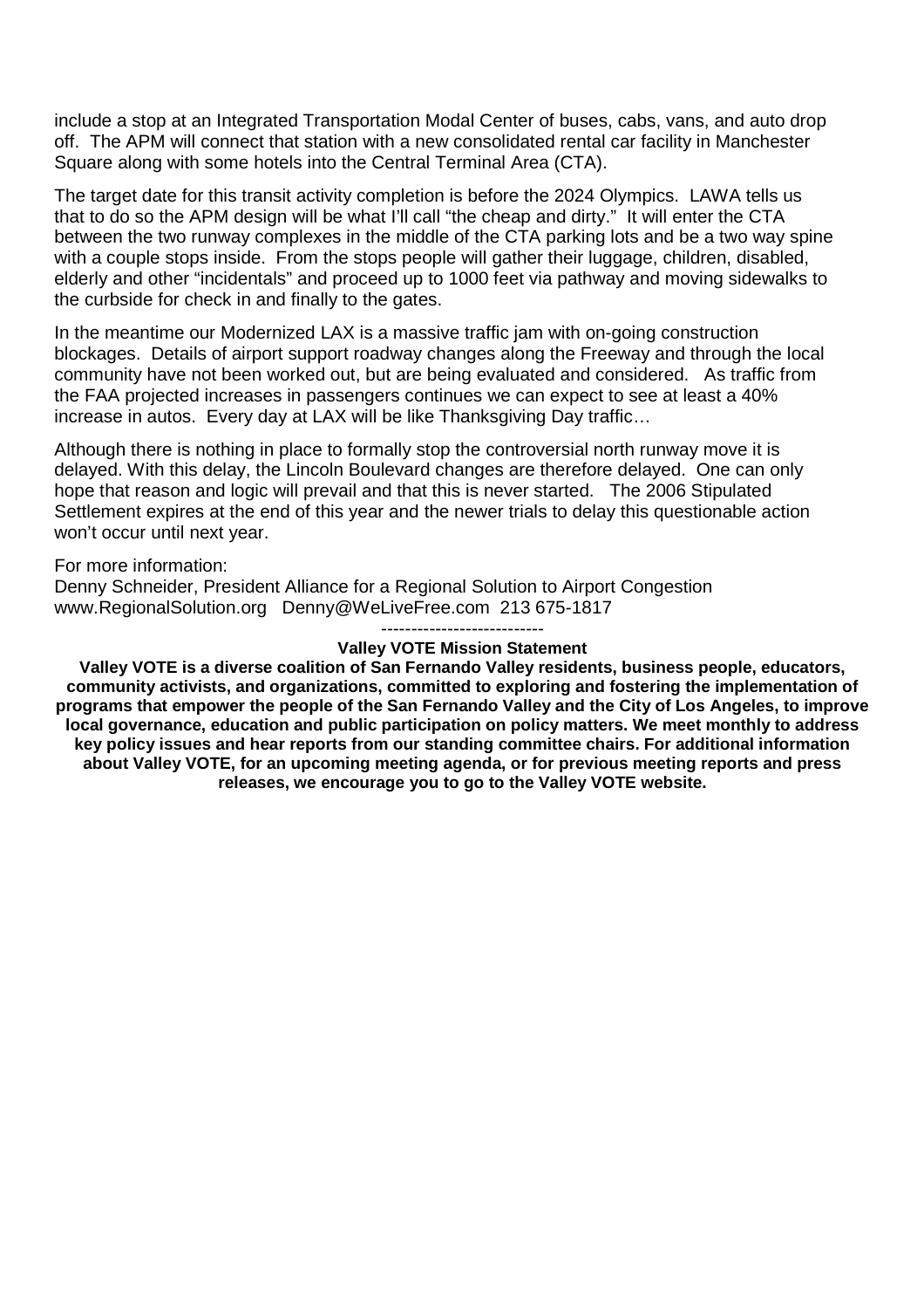include a stop at an Integrated Transportation Modal Center of buses, cabs, vans, and auto drop off. The APM will connect that station with a new consolidated rental car facility in Manchester Square along with some hotels into the Central Terminal Area (CTA).

The target date for this transit activity completion is before the 2024 Olympics. LAWA tells us that to do so the APM design will be what I'll call "the cheap and dirty." It will enter the CTA between the two runway complexes in the middle of the CTA parking lots and be a two way spine with a couple stops inside. From the stops people will gather their luggage, children, disabled, elderly and other "incidentals" and proceed up to 1000 feet via pathway and moving sidewalks to the curbside for check in and finally to the gates.

In the meantime our Modernized LAX is a massive traffic jam with on-going construction blockages. Details of airport support roadway changes along the Freeway and through the local community have not been worked out, but are being evaluated and considered. As traffic from the FAA projected increases in passengers continues we can expect to see at least a 40% increase in autos. Every day at LAX will be like Thanksgiving Day traffic…

Although there is nothing in place to formally stop the controversial north runway move it is delayed. With this delay, the Lincoln Boulevard changes are therefore delayed. One can only hope that reason and logic will prevail and that this is never started. The 2006 Stipulated Settlement expires at the end of this year and the newer trials to delay this questionable action won't occur until next year.

For more information:
Denny Schneider, President Alliance for a Regional Solution to Airport Congestion
www.RegionalSolution.org Denny@WeLiveFree.com 213 675-1817

---------------------------

**Valley VOTE Mission Statement**

**Valley VOTE is a diverse coalition of San Fernando Valley residents, business people, educators, community activists, and organizations, committed to exploring and fostering the implementation of programs that empower the people of the San Fernando Valley and the City of Los Angeles, to improve local governance, education and public participation on policy matters. We meet monthly to address key policy issues and hear reports from our standing committee chairs. For additional information about Valley VOTE, for an upcoming meeting agenda, or for previous meeting reports and press releases, we encourage you to go to the Valley VOTE website.**